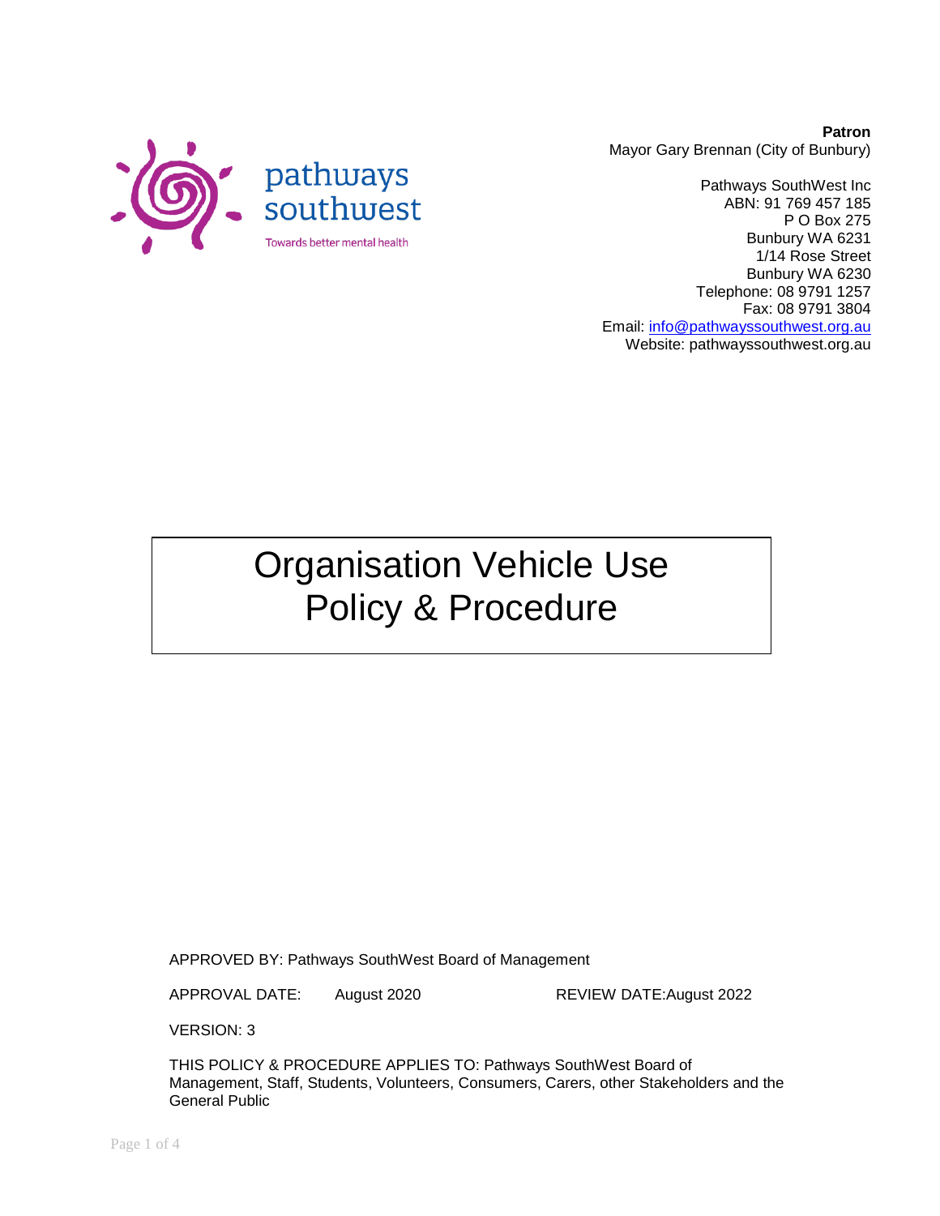pathways southwest

Towards better mental health

**Patron**
Mayor Gary Brennan (City of Bunbury)

Pathways SouthWest Inc
ABN: 91 769 457 185
P O Box 275
Bunbury WA 6231
1/14 Rose Street
Bunbury WA 6230
Telephone: 08 9791 1257
Fax: 08 9791 3804
Email: info@pathwayssouthwest.org.au
Website: pathwayssouthwest.org.au

# Organisation Vehicle Use Policy & Procedure

APPROVED BY: Pathways SouthWest Board of Management

APPROVAL DATE: August 2020 REVIEW DATE: August 2022

VERSION: 3

THIS POLICY & PROCEDURE APPLIES TO: Pathways SouthWest Board of Management, Staff, Students, Volunteers, Consumers, Carers, other Stakeholders and the General Public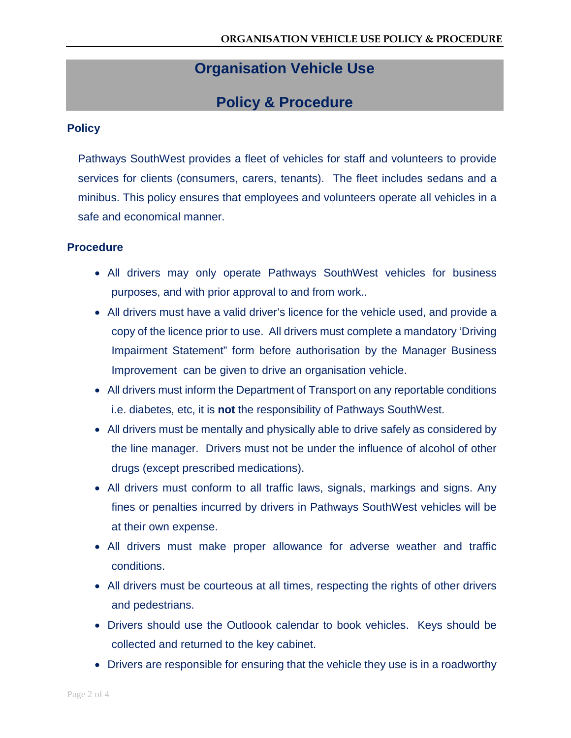# Organisation Vehicle Use

# Policy & Procedure

## Policy

Pathways SouthWest provides a fleet of vehicles for staff and volunteers to provide services for clients (consumers, carers, tenants). The fleet includes sedans and a minibus. This policy ensures that employees and volunteers operate all vehicles in a safe and economical manner.

## Procedure

- All drivers may only operate Pathways SouthWest vehicles for business purposes, and with prior approval to and from work..
- All drivers must have a valid driver's licence for the vehicle used, and provide a copy of the licence prior to use. All drivers must complete a mandatory 'Driving Impairment Statement" form before authorisation by the Manager Business Improvement can be given to drive an organisation vehicle.
- All drivers must inform the Department of Transport on any reportable conditions i.e. diabetes, etc, it is **not** the responsibility of Pathways SouthWest.
- All drivers must be mentally and physically able to drive safely as considered by the line manager. Drivers must not be under the influence of alcohol of other drugs (except prescribed medications).
- All drivers must conform to all traffic laws, signals, markings and signs. Any fines or penalties incurred by drivers in Pathways SouthWest vehicles will be at their own expense.
- All drivers must make proper allowance for adverse weather and traffic conditions.
- All drivers must be courteous at all times, respecting the rights of other drivers and pedestrians.
- Drivers should use the Outloook calendar to book vehicles. Keys should be collected and returned to the key cabinet.
- Drivers are responsible for ensuring that the vehicle they use is in a roadworthy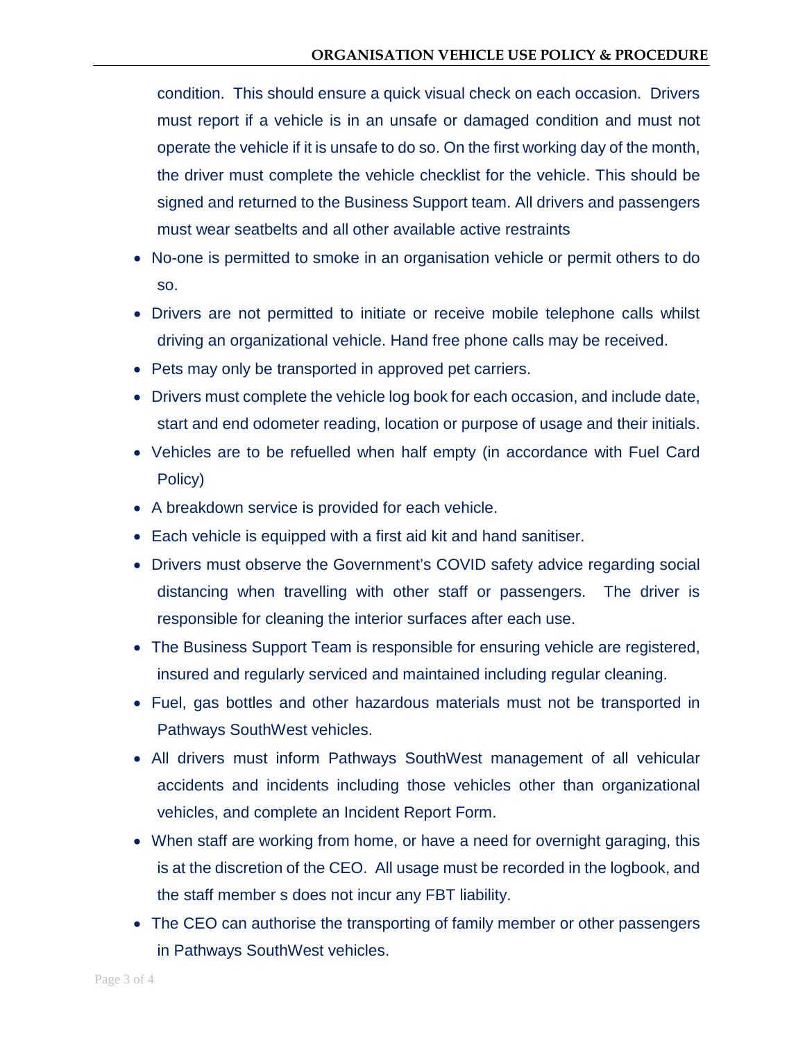condition. This should ensure a quick visual check on each occasion. Drivers must report if a vehicle is in an unsafe or damaged condition and must not operate the vehicle if it is unsafe to do so. On the first working day of the month, the driver must complete the vehicle checklist for the vehicle. This should be signed and returned to the Business Support team. All drivers and passengers must wear seatbelts and all other available active restraints

- No-one is permitted to smoke in an organisation vehicle or permit others to do so.
- Drivers are not permitted to initiate or receive mobile telephone calls whilst driving an organizational vehicle. Hand free phone calls may be received.
- Pets may only be transported in approved pet carriers.
- Drivers must complete the vehicle log book for each occasion, and include date, start and end odometer reading, location or purpose of usage and their initials.
- Vehicles are to be refuelled when half empty (in accordance with Fuel Card Policy)
- A breakdown service is provided for each vehicle.
- Each vehicle is equipped with a first aid kit and hand sanitiser.
- Drivers must observe the Government's COVID safety advice regarding social distancing when travelling with other staff or passengers. The driver is responsible for cleaning the interior surfaces after each use.
- The Business Support Team is responsible for ensuring vehicle are registered, insured and regularly serviced and maintained including regular cleaning.
- Fuel, gas bottles and other hazardous materials must not be transported in Pathways SouthWest vehicles.
- All drivers must inform Pathways SouthWest management of all vehicular accidents and incidents including those vehicles other than organizational vehicles, and complete an Incident Report Form.
- When staff are working from home, or have a need for overnight garaging, this is at the discretion of the CEO. All usage must be recorded in the logbook, and the staff member s does not incur any FBT liability.
- The CEO can authorise the transporting of family member or other passengers in Pathways SouthWest vehicles.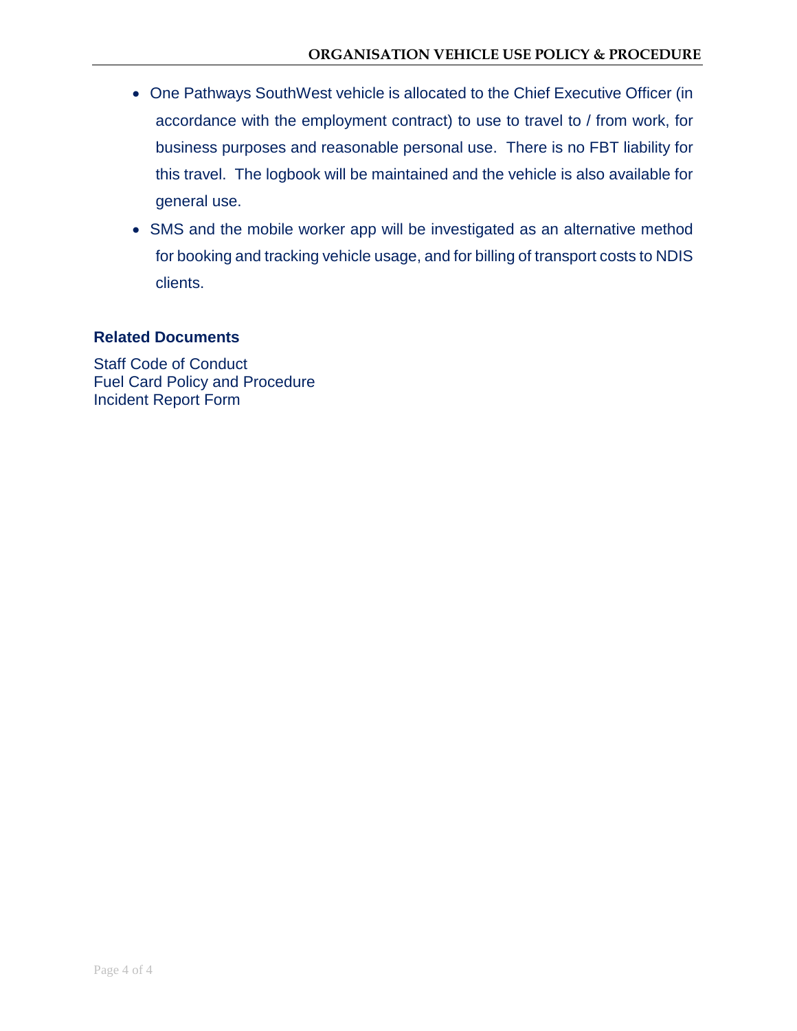- One Pathways SouthWest vehicle is allocated to the Chief Executive Officer (in accordance with the employment contract) to use to travel to / from work, for business purposes and reasonable personal use. There is no FBT liability for this travel. The logbook will be maintained and the vehicle is also available for general use.
- SMS and the mobile worker app will be investigated as an alternative method for booking and tracking vehicle usage, and for billing of transport costs to NDIS clients.

## Related Documents

Staff Code of Conduct
Fuel Card Policy and Procedure
Incident Report Form